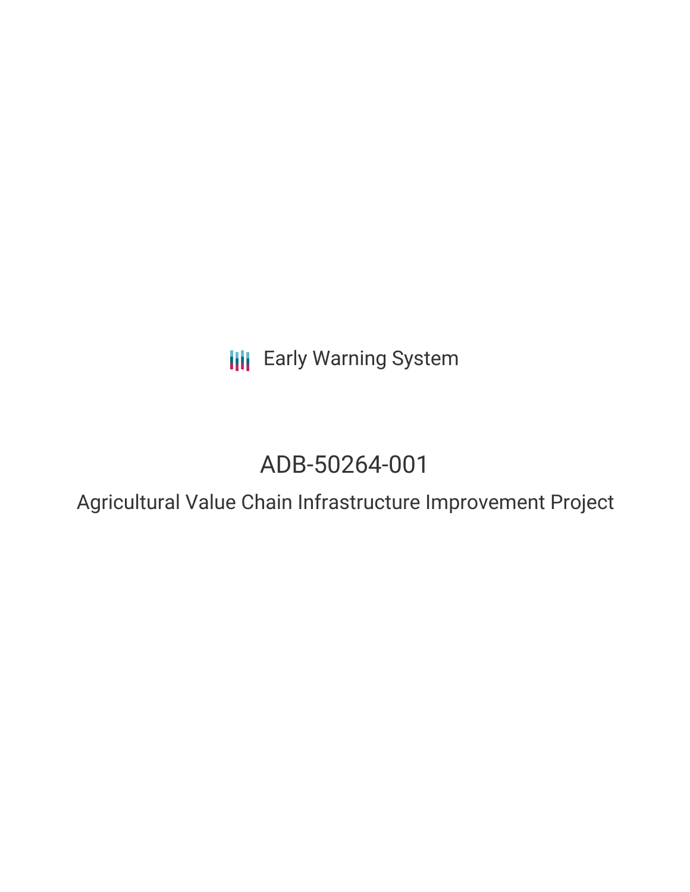Early Warning System

# ADB-50264-001

## Agricultural Value Chain Infrastructure Improvement Project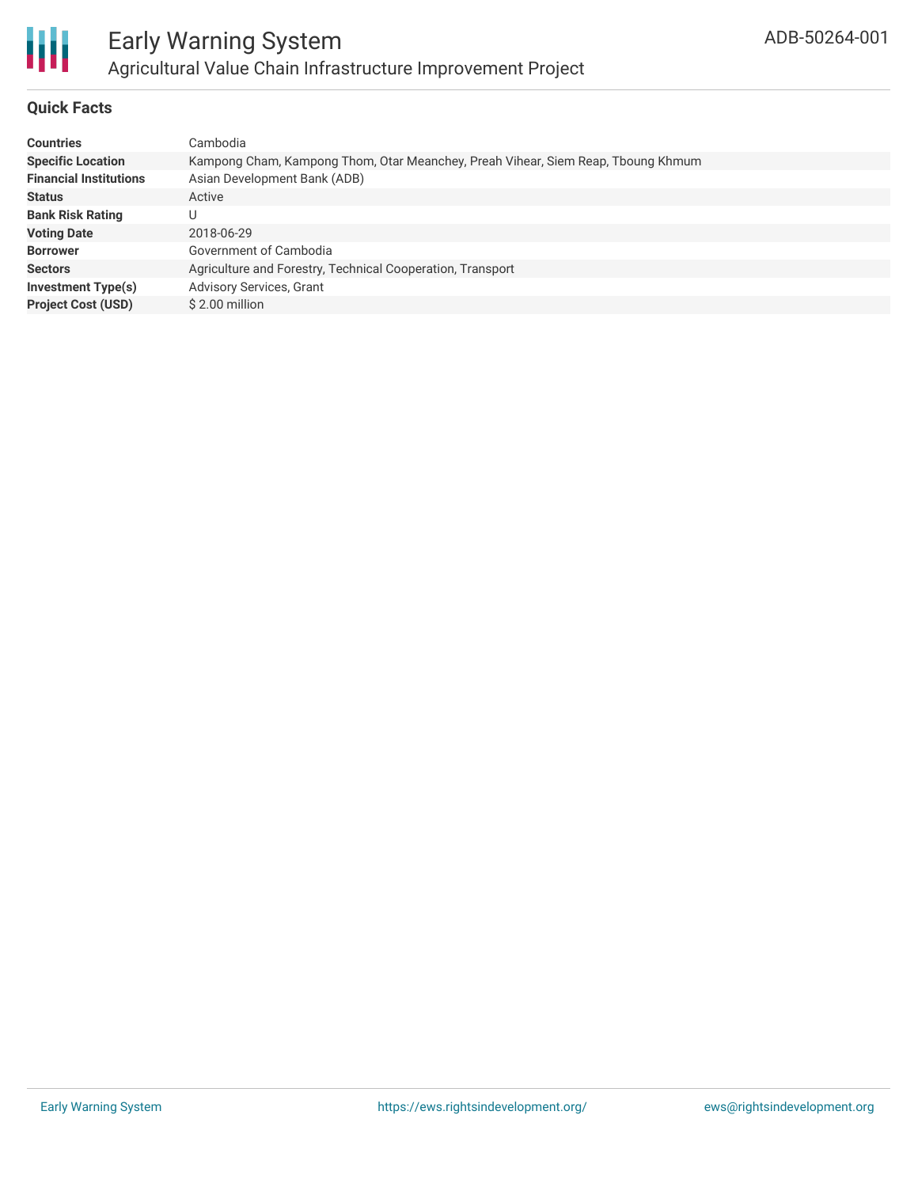# Early Warning System

## Agricultural Value Chain Infrastructure Improvement Project

ADB-50264-001

### Quick Facts

| | |
|---|---|
| **Countries** | Cambodia |
| **Specific Location** | Kampong Cham, Kampong Thom, Otar Meanchey, Preah Vihear, Siem Reap, Tboung Khmum |
| **Financial Institutions** | Asian Development Bank (ADB) |
| **Status** | Active |
| **Bank Risk Rating** | U |
| **Voting Date** | 2018-06-29 |
| **Borrower** | Government of Cambodia |
| **Sectors** | Agriculture and Forestry, Technical Cooperation, Transport |
| **Investment Type(s)** | Advisory Services, Grant |
| **Project Cost (USD)** | $ 2.00 million |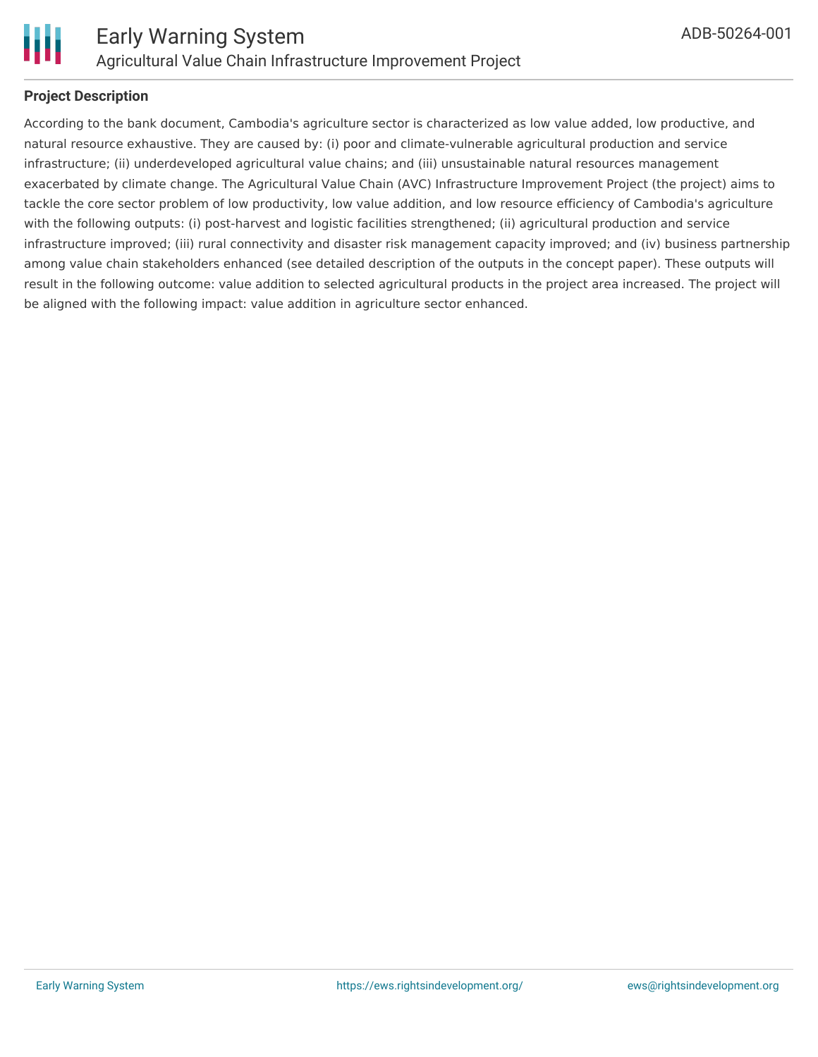## Project Description

According to the bank document, Cambodia's agriculture sector is characterized as low value added, low productive, and natural resource exhaustive. They are caused by: (i) poor and climate-vulnerable agricultural production and service infrastructure; (ii) underdeveloped agricultural value chains; and (iii) unsustainable natural resources management exacerbated by climate change. The Agricultural Value Chain (AVC) Infrastructure Improvement Project (the project) aims to tackle the core sector problem of low productivity, low value addition, and low resource efficiency of Cambodia's agriculture with the following outputs: (i) post-harvest and logistic facilities strengthened; (ii) agricultural production and service infrastructure improved; (iii) rural connectivity and disaster risk management capacity improved; and (iv) business partnership among value chain stakeholders enhanced (see detailed description of the outputs in the concept paper). These outputs will result in the following outcome: value addition to selected agricultural products in the project area increased. The project will be aligned with the following impact: value addition in agriculture sector enhanced.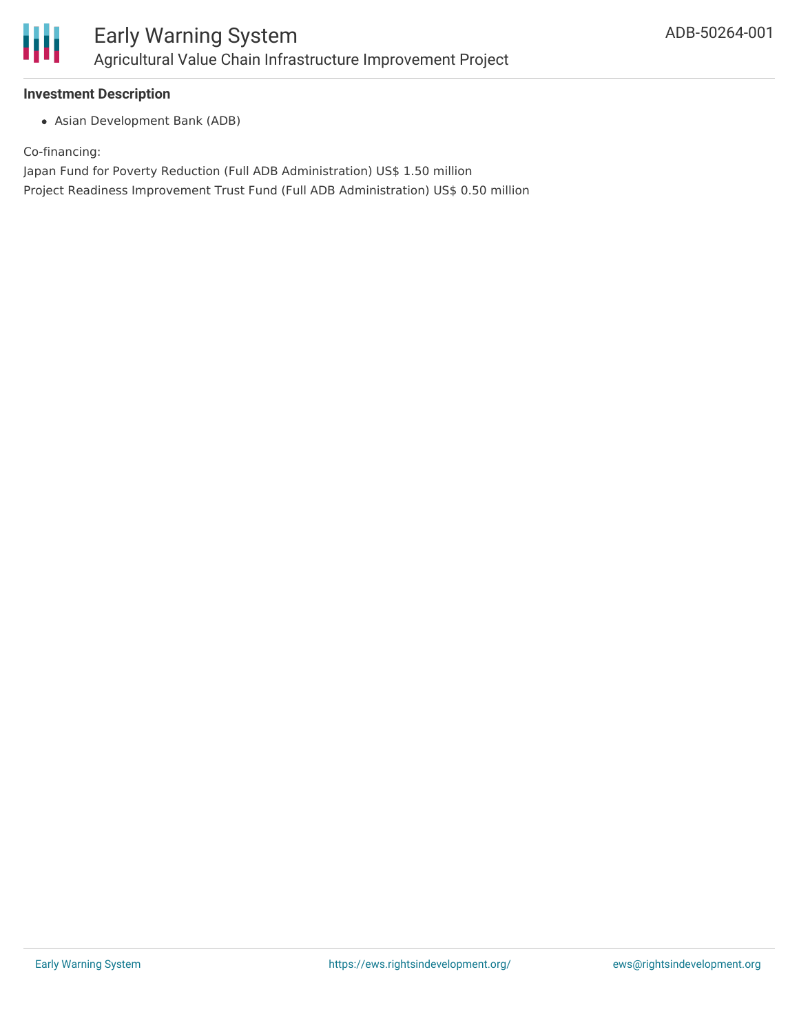**Investment Description**

- Asian Development Bank (ADB)

Co-financing:

Japan Fund for Poverty Reduction (Full ADB Administration) US$ 1.50 million

Project Readiness Improvement Trust Fund (Full ADB Administration) US$ 0.50 million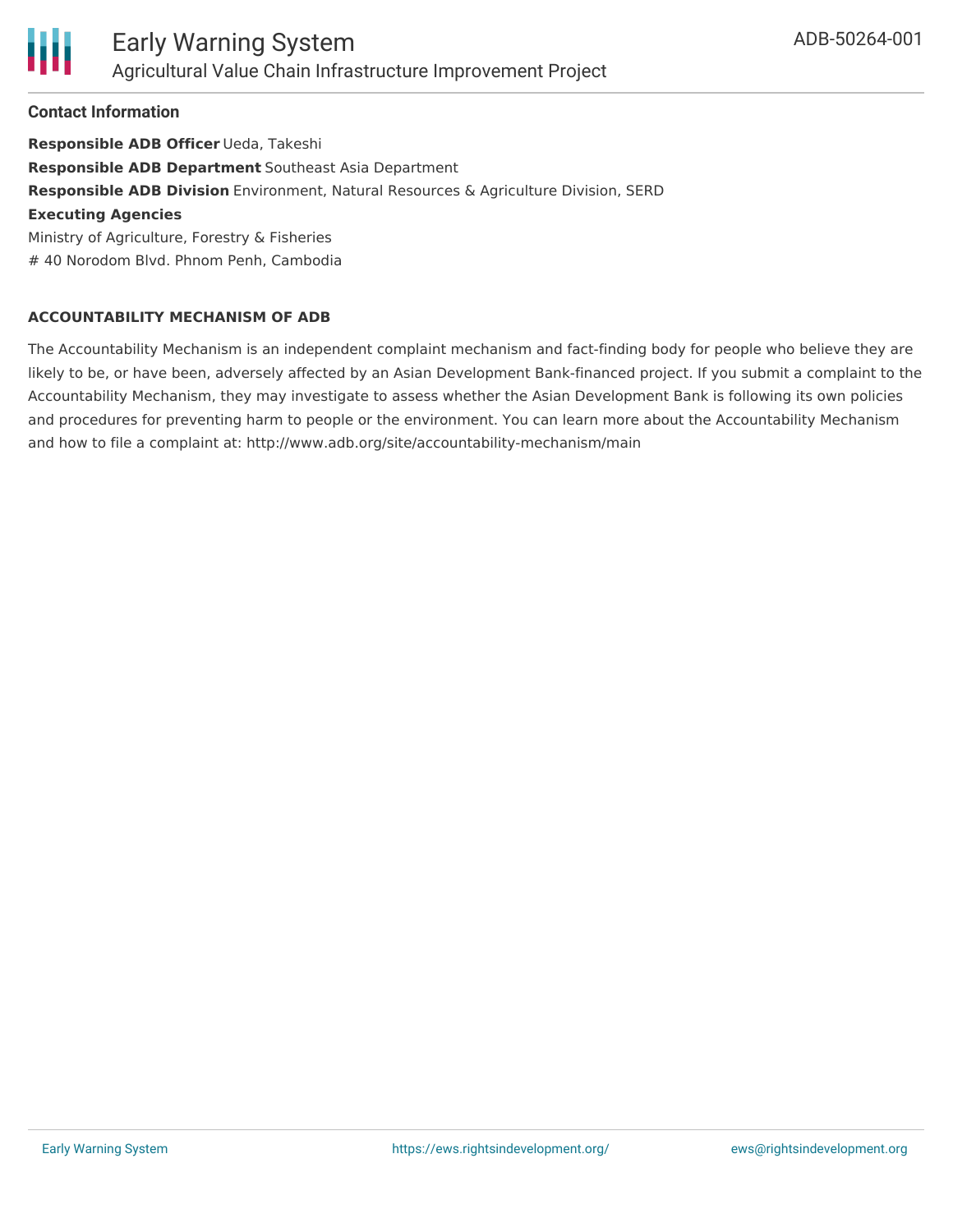## Contact Information

**Responsible ADB Officer** Ueda, Takeshi
**Responsible ADB Department** Southeast Asia Department
**Responsible ADB Division** Environment, Natural Resources & Agriculture Division, SERD
**Executing Agencies**
Ministry of Agriculture, Forestry & Fisheries
# 40 Norodom Blvd. Phnom Penh, Cambodia

### ACCOUNTABILITY MECHANISM OF ADB

The Accountability Mechanism is an independent complaint mechanism and fact-finding body for people who believe they are likely to be, or have been, adversely affected by an Asian Development Bank-financed project. If you submit a complaint to the Accountability Mechanism, they may investigate to assess whether the Asian Development Bank is following its own policies and procedures for preventing harm to people or the environment. You can learn more about the Accountability Mechanism and how to file a complaint at: http://www.adb.org/site/accountability-mechanism/main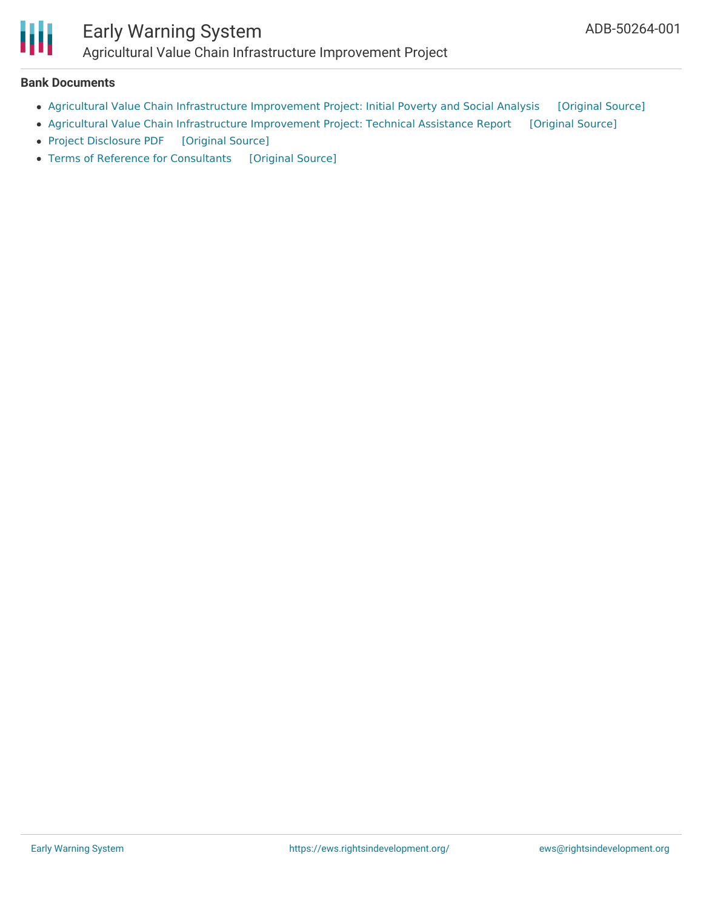### Bank Documents

- Agricultural Value Chain Infrastructure Improvement Project: Initial Poverty and Social Analysis [Original Source]
- Agricultural Value Chain Infrastructure Improvement Project: Technical Assistance Report [Original Source]
- Project Disclosure PDF [Original Source]
- Terms of Reference for Consultants [Original Source]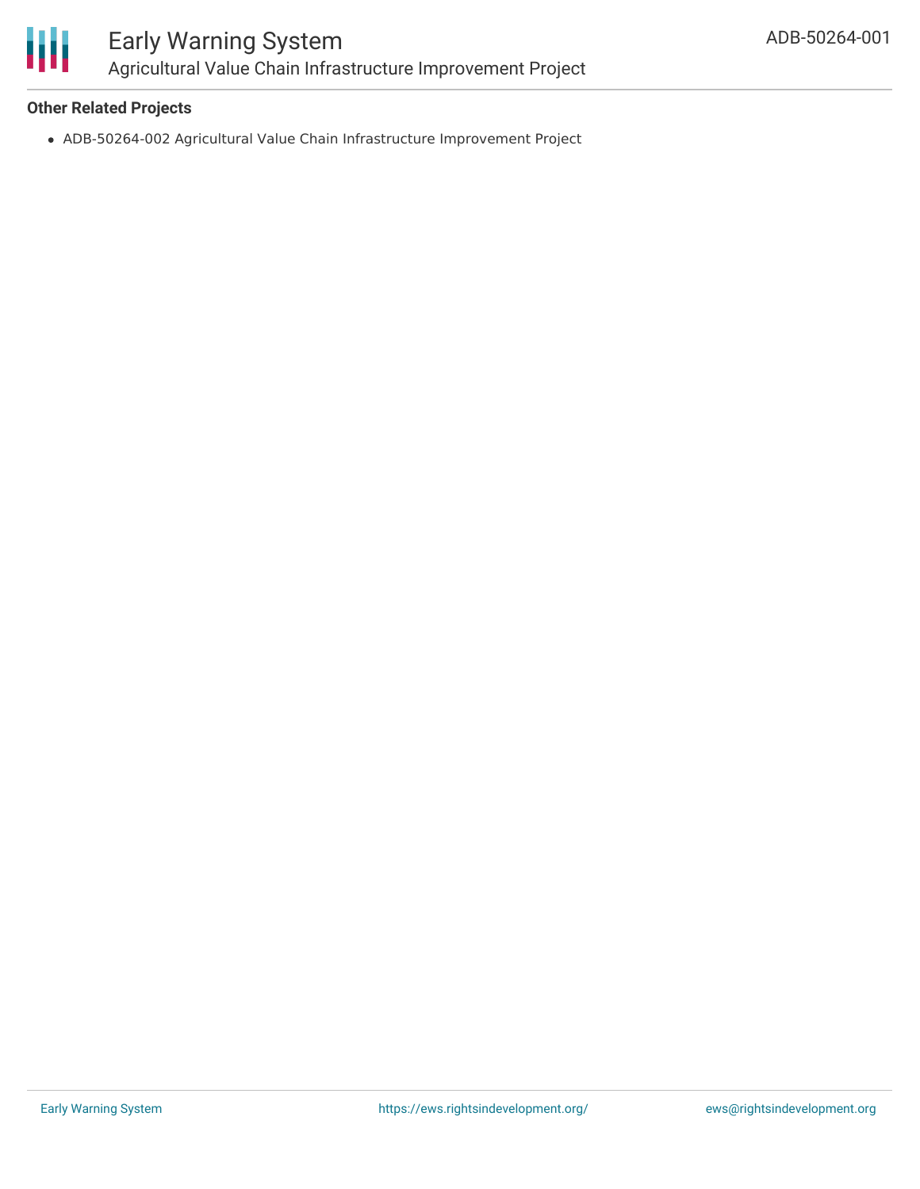### Other Related Projects

- ADB-50264-002 Agricultural Value Chain Infrastructure Improvement Project